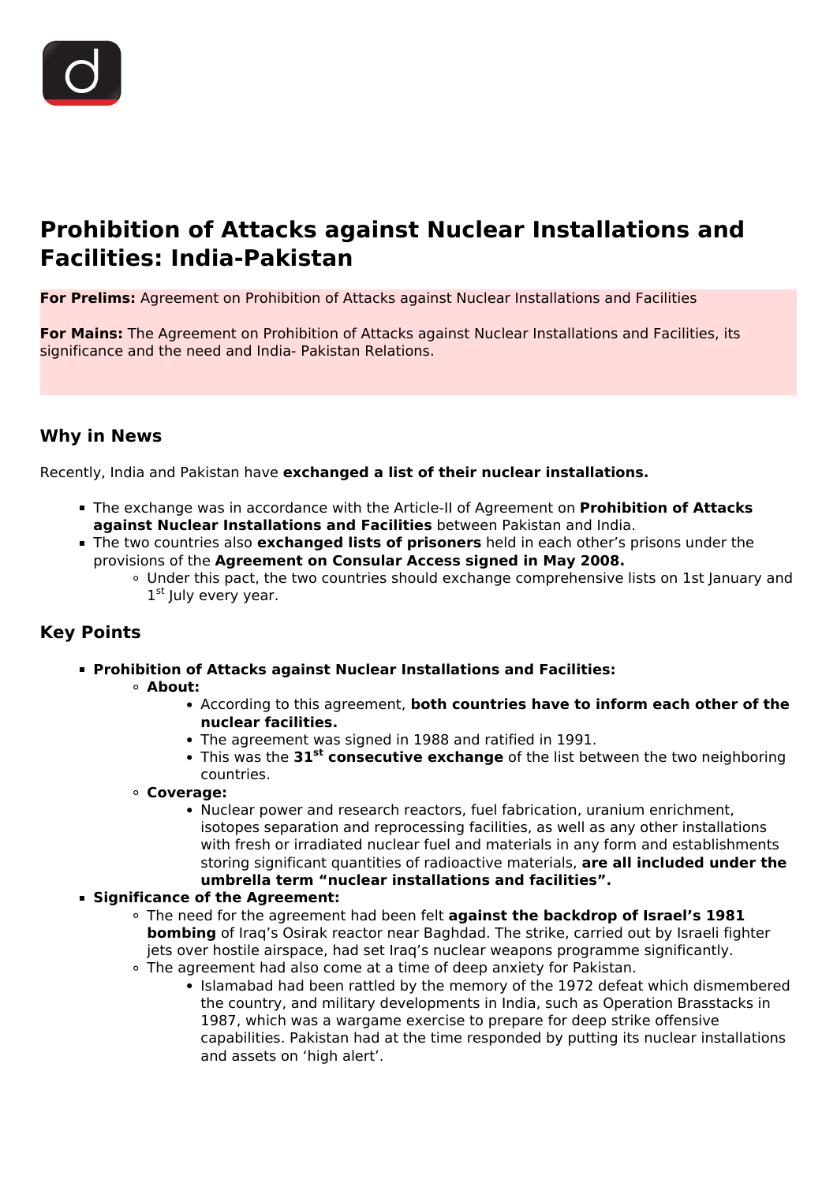# Prohibition of Attacks against Nuclear Installations and Facilities: India-Pakistan

**For Prelims:** Agreement on Prohibition of Attacks against Nuclear Installations and Facilities

**For Mains:** The Agreement on Prohibition of Attacks against Nuclear Installations and Facilities, its significance and the need and India- Pakistan Relations.

## Why in News

Recently, India and Pakistan have **exchanged a list of their nuclear installations.**

- The exchange was in accordance with the Article-II of Agreement on **Prohibition of Attacks against Nuclear Installations and Facilities** between Pakistan and India.
- The two countries also **exchanged lists of prisoners** held in each other's prisons under the provisions of the **Agreement on Consular Access signed in May 2008.**
  - Under this pact, the two countries should exchange comprehensive lists on 1st January and 1st July every year.

## Key Points

- **Prohibition of Attacks against Nuclear Installations and Facilities:**
  - **About:**
    - According to this agreement, **both countries have to inform each other of the nuclear facilities.**
    - The agreement was signed in 1988 and ratified in 1991.
    - This was the **31st consecutive exchange** of the list between the two neighboring countries.
  - **Coverage:**
    - Nuclear power and research reactors, fuel fabrication, uranium enrichment, isotopes separation and reprocessing facilities, as well as any other installations with fresh or irradiated nuclear fuel and materials in any form and establishments storing significant quantities of radioactive materials, **are all included under the umbrella term "nuclear installations and facilities".**
- **Significance of the Agreement:**
  - The need for the agreement had been felt **against the backdrop of Israel's 1981 bombing** of Iraq's Osirak reactor near Baghdad. The strike, carried out by Israeli fighter jets over hostile airspace, had set Iraq's nuclear weapons programme significantly.
  - The agreement had also come at a time of deep anxiety for Pakistan.
    - Islamabad had been rattled by the memory of the 1972 defeat which dismembered the country, and military developments in India, such as Operation Brasstacks in 1987, which was a wargame exercise to prepare for deep strike offensive capabilities. Pakistan had at the time responded by putting its nuclear installations and assets on 'high alert'.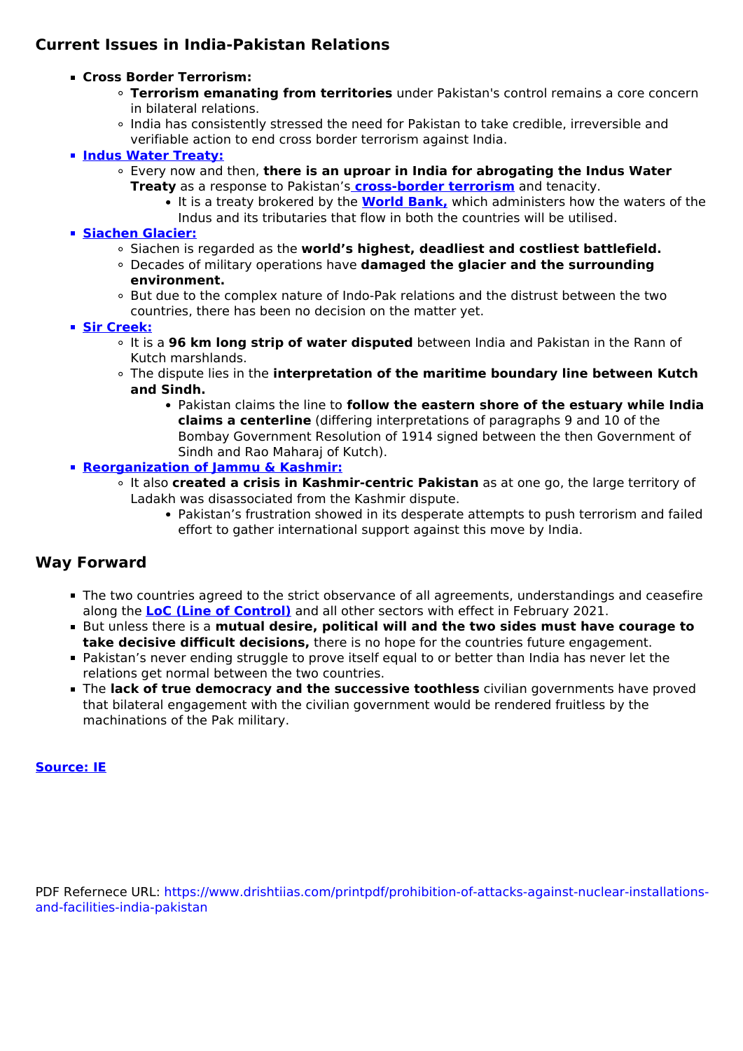## Current Issues in India-Pakistan Relations

- **Cross Border Terrorism:**
  - **Terrorism emanating from territories** under Pakistan's control remains a core concern in bilateral relations.
  - India has consistently stressed the need for Pakistan to take credible, irreversible and verifiable action to end cross border terrorism against India.
- **Indus Water Treaty:**
  - Every now and then, **there is an uproar in India for abrogating the Indus Water Treaty** as a response to Pakistan's **cross-border terrorism** and tenacity.
    - It is a treaty brokered by the **World Bank,** which administers how the waters of the Indus and its tributaries that flow in both the countries will be utilised.
- **Siachen Glacier:**
  - Siachen is regarded as the **world's highest, deadliest and costliest battlefield.**
  - Decades of military operations have **damaged the glacier and the surrounding environment.**
  - But due to the complex nature of Indo-Pak relations and the distrust between the two countries, there has been no decision on the matter yet.
- **Sir Creek:**
  - It is a **96 km long strip of water disputed** between India and Pakistan in the Rann of Kutch marshlands.
  - The dispute lies in the **interpretation of the maritime boundary line between Kutch and Sindh.**
    - Pakistan claims the line to **follow the eastern shore of the estuary while India claims a centerline** (differing interpretations of paragraphs 9 and 10 of the Bombay Government Resolution of 1914 signed between the then Government of Sindh and Rao Maharaj of Kutch).
- **Reorganization of Jammu & Kashmir:**
  - It also **created a crisis in Kashmir-centric Pakistan** as at one go, the large territory of Ladakh was disassociated from the Kashmir dispute.
    - Pakistan's frustration showed in its desperate attempts to push terrorism and failed effort to gather international support against this move by India.

## Way Forward

- The two countries agreed to the strict observance of all agreements, understandings and ceasefire along the **LoC (Line of Control)** and all other sectors with effect in February 2021.
- But unless there is a **mutual desire, political will and the two sides must have courage to take decisive difficult decisions,** there is no hope for the countries future engagement.
- Pakistan's never ending struggle to prove itself equal to or better than India has never let the relations get normal between the two countries.
- The **lack of true democracy and the successive toothless** civilian governments have proved that bilateral engagement with the civilian government would be rendered fruitless by the machinations of the Pak military.

**Source: IE**

PDF Refernece URL: https://www.drishtiias.com/printpdf/prohibition-of-attacks-against-nuclear-installations-and-facilities-india-pakistan